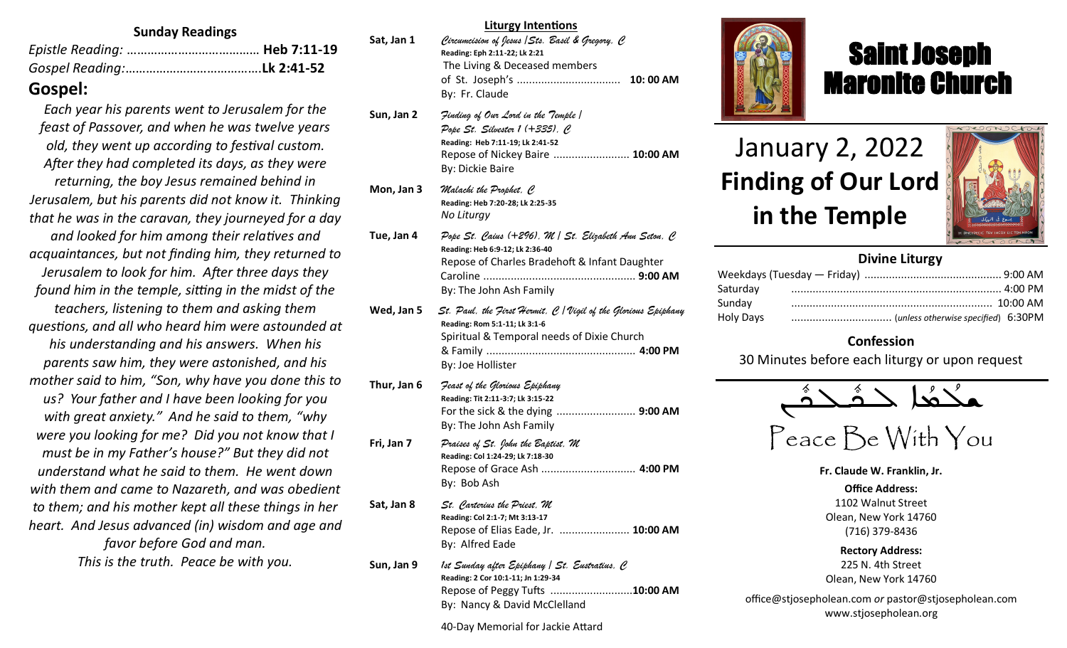# Saint Joseph Maronite Church

## January 2, 2022
## **Finding of Our Lord in the Temple**

### Sunday Readings

*Epistle Reading:* ....................................... **Heb 7:11-19**
*Gospel Reading:*........................................**Lk 2:41-52**

### Gospel:

*Each year his parents went to Jerusalem for the feast of Passover, and when he was twelve years old, they went up according to festival custom. After they had completed its days, as they were returning, the boy Jesus remained behind in Jerusalem, but his parents did not know it. Thinking that he was in the caravan, they journeyed for a day and looked for him among their relatives and acquaintances, but not finding him, they returned to Jerusalem to look for him. After three days they found him in the temple, sitting in the midst of the teachers, listening to them and asking them questions, and all who heard him were astounded at his understanding and his answers. When his parents saw him, they were astonished, and his mother said to him, "Son, why have you done this to us? Your father and I have been looking for you with great anxiety." And he said to them, "why were you looking for me? Did you not know that I must be in my Father's house?" But they did not understand what he said to them. He went down with them and came to Nazareth, and was obedient to them; and his mother kept all these things in her heart. And Jesus advanced (in) wisdom and age and favor before God and man.*
*This is the truth. Peace be with you.*

### Liturgy Intentions

**Sat, Jan 1** — *Circumcision of Jesus / Sts. Basil & Gregory, C*
**Reading: Eph 2:11-22; Lk 2:21**
The Living & Deceased members of St. Joseph's .................................. **10: 00 AM**
By: Fr. Claude

**Sun, Jan 2** — *Finding of Our Lord in the Temple / Pope St. Silvester I (+335), C*
**Reading: Heb 7:11-19; Lk 2:41-52**
Repose of Nickey Baire ......................... **10:00 AM**
By: Dickie Baire

**Mon, Jan 3** — *Malachi the Prophet, C*
**Reading: Heb 7:20-28; Lk 2:25-35**
*No Liturgy*

**Tue, Jan 4** — *Pope St. Caius (+296), M / St. Elizabeth Ann Seton, C*
**Reading: Heb 6:9-12; Lk 2:36-40**
Repose of Charles Bradehoft & Infant Daughter Caroline .................................................. **9:00 AM**
By: The John Ash Family

**Wed, Jan 5** — *St. Paul, the First Hermit, C / Vigil of the Glorious Epiphany*
**Reading: Rom 5:1-11; Lk 3:1-6**
Spiritual & Temporal needs of Dixie Church & Family ................................................. **4:00 PM**
By: Joe Hollister

**Thur, Jan 6** — *Feast of the Glorious Epiphany*
**Reading: Tit 2:11-3:7; Lk 3:15-22**
For the sick & the dying .......................... **9:00 AM**
By: The John Ash Family

**Fri, Jan 7** — *Praises of St. John the Baptist, M*
**Reading: Col 1:24-29; Lk 7:18-30**
Repose of Grace Ash ............................... **4:00 PM**
By: Bob Ash

**Sat, Jan 8** — *St. Carterius the Priest, M*
**Reading: Col 2:1-7; Mt 3:13-17**
Repose of Elias Eade, Jr. ....................... **10:00 AM**
By: Alfred Eade

**Sun, Jan 9** — *1st Sunday after Epiphany / St. Eustratius, C*
**Reading: 2 Cor 10:1-11; Jn 1:29-34**
Repose of Peggy Tufts ...........................**10:00 AM**
By: Nancy & David McClelland

40-Day Memorial for Jackie Attard

### Divine Liturgy

| | |
|---|---|
| Weekdays (Tuesday — Friday) | 9:00 AM |
| Saturday | 4:00 PM |
| Sunday | 10:00 AM |
| Holy Days | (*unless otherwise specified*) 6:30PM |

### Confession

30 Minutes before each liturgy or upon request

ܫܠܡܐ ܠܟܠܟܘܢ

Peace Be With You

**Fr. Claude W. Franklin, Jr.**

**Office Address:**
1102 Walnut Street
Olean, New York 14760
(716) 379-8436

**Rectory Address:**
225 N. 4th Street
Olean, New York 14760

office@stjosepholean.com *or* pastor@stjosepholean.com
www.stjosepholean.org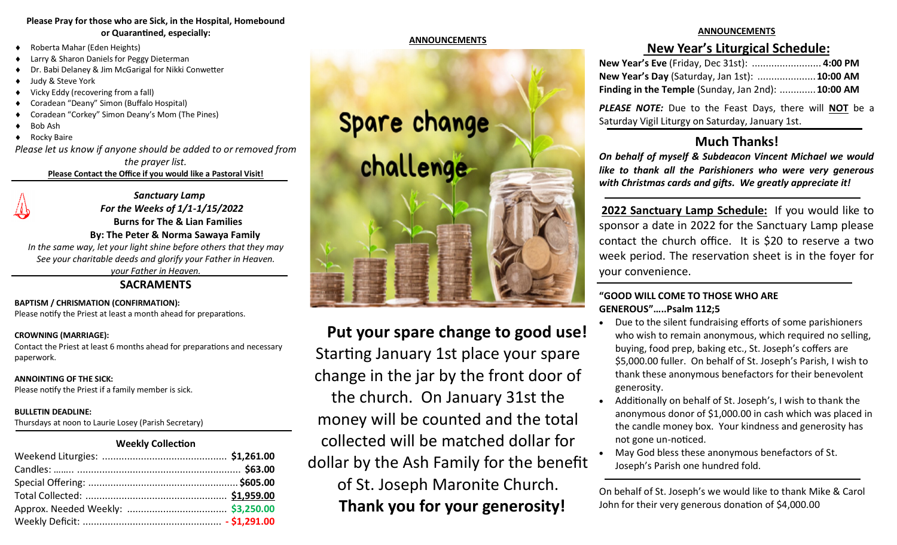**Please Pray for those who are Sick, in the Hospital, Homebound or Quarantined, especially:**

- Roberta Mahar (Eden Heights)
- Larry & Sharon Daniels for Peggy Dieterman
- Dr. Babi Delaney & Jim McGarigal for Nikki Conwetter
- Judy & Steve York
- Vicky Eddy (recovering from a fall)
- Coradean "Deany" Simon (Buffalo Hospital)
- Coradean "Corkey" Simon Deany's Mom (The Pines)
- Bob Ash
- Rocky Baire

*Please let us know if anyone should be added to or removed from the prayer list.*

**Please Contact the Office if you would like a Pastoral Visit!**

***Sanctuary Lamp***
***For the Weeks of 1/1-1/15/2022***
**Burns for The & Lian Families**
**By: The Peter & Norma Sawaya Family**

*In the same way, let your light shine before others that they may See your charitable deeds and glorify your Father in Heaven.*
*your Father in Heaven.*

## SACRAMENTS

**BAPTISM / CHRISMATION (CONFIRMATION):**
Please notify the Priest at least a month ahead for preparations.

**CROWNING (MARRIAGE):**
Contact the Priest at least 6 months ahead for preparations and necessary paperwork.

**ANOINTING OF THE SICK:**
Please notify the Priest if a family member is sick.

**BULLETIN DEADLINE:**
Thursdays at noon to Laurie Losey (Parish Secretary)

**Weekly Collection**

| | |
|---|---|
| Weekend Liturgies: | **$1,261.00** |
| Candles: …….. | **$63.00** |
| Special Offering: | **$605.00** |
| Total Collected: | **$1,959.00** |
| Approx. Needed Weekly: | **$3,250.00** |
| Weekly Deficit: | **- $1,291.00** |

**ANNOUNCEMENTS**

Spare change challenge

**Put your spare change to good use!**
Starting January 1st place your spare change in the jar by the front door of the church. On January 31st the money will be counted and the total collected will be matched dollar for dollar by the Ash Family for the benefit of St. Joseph Maronite Church.
**Thank you for your generosity!**

**ANNOUNCEMENTS**

## New Year's Liturgical Schedule:

**New Year's Eve** (Friday, Dec 31st): ......................... **4:00 PM**
**New Year's Day** (Saturday, Jan 1st): ..................... **10:00 AM**
**Finding in the Temple** (Sunday, Jan 2nd): ............. **10:00 AM**

***PLEASE NOTE:*** Due to the Feast Days, there will **NOT** be a Saturday Vigil Liturgy on Saturday, January 1st.

## Much Thanks!

***On behalf of myself & Subdeacon Vincent Michael we would like to thank all the Parishioners who were very generous with Christmas cards and gifts. We greatly appreciate it!***

**2022 Sanctuary Lamp Schedule:** If you would like to sponsor a date in 2022 for the Sanctuary Lamp please contact the church office. It is $20 to reserve a two week period. The reservation sheet is in the foyer for your convenience.

**"GOOD WILL COME TO THOSE WHO ARE GENEROUS"…..Psalm 112;5**

- Due to the silent fundraising efforts of some parishioners who wish to remain anonymous, which required no selling, buying, food prep, baking etc., St. Joseph's coffers are $5,000.00 fuller. On behalf of St. Joseph's Parish, I wish to thank these anonymous benefactors for their benevolent generosity.
- Additionally on behalf of St. Joseph's, I wish to thank the anonymous donor of $1,000.00 in cash which was placed in the candle money box. Your kindness and generosity has not gone un-noticed.
- May God bless these anonymous benefactors of St. Joseph's Parish one hundred fold.

On behalf of St. Joseph's we would like to thank Mike & Carol John for their very generous donation of $4,000.00